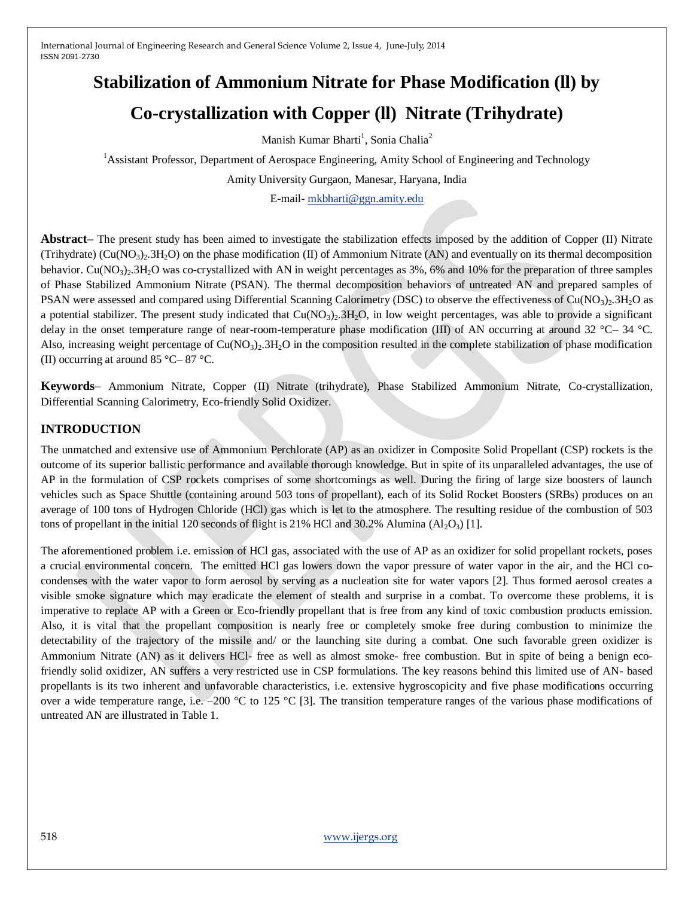# Stabilization of Ammonium Nitrate for Phase Modification (ll) by Co-crystallization with Copper (ll) Nitrate (Trihydrate)

Manish Kumar Bharti[1], Sonia Chalia[2]

[1]Assistant Professor, Department of Aerospace Engineering, Amity School of Engineering and Technology

Amity University Gurgaon, Manesar, Haryana, India

E-mail- mkbharti@ggn.amity.edu

**Abstract–** The present study has been aimed to investigate the stabilization effects imposed by the addition of Copper (II) Nitrate (Trihydrate) ($Cu(NO_3)_2.3H_2O$) on the phase modification (II) of Ammonium Nitrate (AN) and eventually on its thermal decomposition behavior. $Cu(NO_3)_2.3H_2O$ was co-crystallized with AN in weight percentages as 3%, 6% and 10% for the preparation of three samples of Phase Stabilized Ammonium Nitrate (PSAN). The thermal decomposition behaviors of untreated AN and prepared samples of PSAN were assessed and compared using Differential Scanning Calorimetry (DSC) to observe the effectiveness of $Cu(NO_3)_2.3H_2O$ as a potential stabilizer. The present study indicated that $Cu(NO_3)_2.3H_2O$, in low weight percentages, was able to provide a significant delay in the onset temperature range of near-room-temperature phase modification (III) of AN occurring at around 32 °C– 34 °C. Also, increasing weight percentage of $Cu(NO_3)_2.3H_2O$ in the composition resulted in the complete stabilization of phase modification (II) occurring at around 85 °C– 87 °C.

**Keywords**– Ammonium Nitrate, Copper (II) Nitrate (trihydrate), Phase Stabilized Ammonium Nitrate, Co-crystallization, Differential Scanning Calorimetry, Eco-friendly Solid Oxidizer.

## INTRODUCTION

The unmatched and extensive use of Ammonium Perchlorate (AP) as an oxidizer in Composite Solid Propellant (CSP) rockets is the outcome of its superior ballistic performance and available thorough knowledge. But in spite of its unparalleled advantages, the use of AP in the formulation of CSP rockets comprises of some shortcomings as well. During the firing of large size boosters of launch vehicles such as Space Shuttle (containing around 503 tons of propellant), each of its Solid Rocket Boosters (SRBs) produces on an average of 100 tons of Hydrogen Chloride (HCl) gas which is let to the atmosphere. The resulting residue of the combustion of 503 tons of propellant in the initial 120 seconds of flight is 21% HCl and 30.2% Alumina ($Al_2O_3$) [1].

The aforementioned problem i.e. emission of HCl gas, associated with the use of AP as an oxidizer for solid propellant rockets, poses a crucial environmental concern. The emitted HCl gas lowers down the vapor pressure of water vapor in the air, and the HCl co-condenses with the water vapor to form aerosol by serving as a nucleation site for water vapors [2]. Thus formed aerosol creates a visible smoke signature which may eradicate the element of stealth and surprise in a combat. To overcome these problems, it is imperative to replace AP with a Green or Eco-friendly propellant that is free from any kind of toxic combustion products emission. Also, it is vital that the propellant composition is nearly free or completely smoke free during combustion to minimize the detectability of the trajectory of the missile and/ or the launching site during a combat. One such favorable green oxidizer is Ammonium Nitrate (AN) as it delivers HCl- free as well as almost smoke- free combustion. But in spite of being a benign eco-friendly solid oxidizer, AN suffers a very restricted use in CSP formulations. The key reasons behind this limited use of AN- based propellants is its two inherent and unfavorable characteristics, i.e. extensive hygroscopicity and five phase modifications occurring over a wide temperature range, i.e. –200 °C to 125 °C [3]. The transition temperature ranges of the various phase modifications of untreated AN are illustrated in Table 1.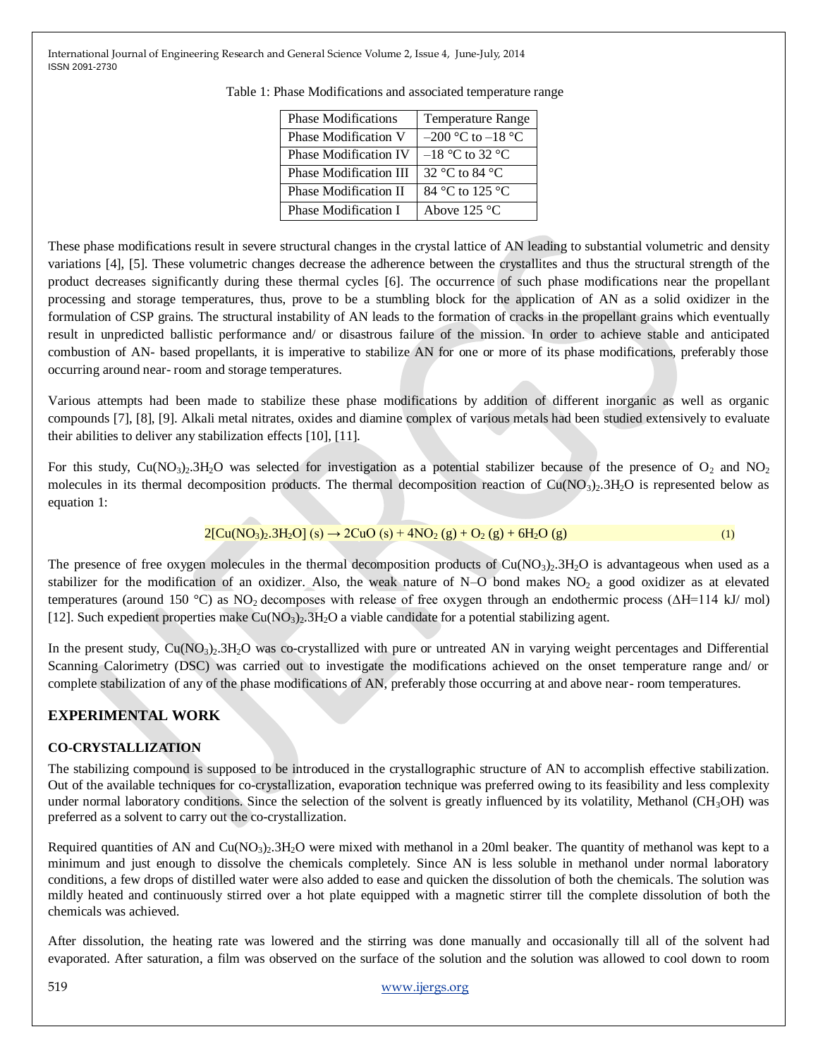Table 1: Phase Modifications and associated temperature range

| Phase Modifications | Temperature Range |
| --- | --- |
| Phase Modification V | –200 °C to –18 °C |
| Phase Modification IV | –18 °C to 32 °C |
| Phase Modification III | 32 °C to 84 °C |
| Phase Modification II | 84 °C to 125 °C |
| Phase Modification I | Above 125 °C |

These phase modifications result in severe structural changes in the crystal lattice of AN leading to substantial volumetric and density variations [4], [5]. These volumetric changes decrease the adherence between the crystallites and thus the structural strength of the product decreases significantly during these thermal cycles [6]. The occurrence of such phase modifications near the propellant processing and storage temperatures, thus, prove to be a stumbling block for the application of AN as a solid oxidizer in the formulation of CSP grains. The structural instability of AN leads to the formation of cracks in the propellant grains which eventually result in unpredicted ballistic performance and/ or disastrous failure of the mission. In order to achieve stable and anticipated combustion of AN- based propellants, it is imperative to stabilize AN for one or more of its phase modifications, preferably those occurring around near- room and storage temperatures.

Various attempts had been made to stabilize these phase modifications by addition of different inorganic as well as organic compounds [7], [8], [9]. Alkali metal nitrates, oxides and diamine complex of various metals had been studied extensively to evaluate their abilities to deliver any stabilization effects [10], [11].

For this study, $Cu(NO_3)_2.3H_2O$ was selected for investigation as a potential stabilizer because of the presence of $O_2$ and $NO_2$ molecules in its thermal decomposition products. The thermal decomposition reaction of $Cu(NO_3)_2.3H_2O$ is represented below as equation 1:

$$2[Cu(NO_3)_2.3H_2O]\ (s) \rightarrow 2CuO\ (s) + 4NO_2\ (g) + O_2\ (g) + 6H_2O\ (g) \quad (1)$$

The presence of free oxygen molecules in the thermal decomposition products of $Cu(NO_3)_2.3H_2O$ is advantageous when used as a stabilizer for the modification of an oxidizer. Also, the weak nature of N–O bond makes $NO_2$ a good oxidizer as at elevated temperatures (around 150 °C) as $NO_2$ decomposes with release of free oxygen through an endothermic process ($\Delta H$=114 kJ/ mol) [12]. Such expedient properties make $Cu(NO_3)_2.3H_2O$ a viable candidate for a potential stabilizing agent.

In the present study, $Cu(NO_3)_2.3H_2O$ was co-crystallized with pure or untreated AN in varying weight percentages and Differential Scanning Calorimetry (DSC) was carried out to investigate the modifications achieved on the onset temperature range and/ or complete stabilization of any of the phase modifications of AN, preferably those occurring at and above near- room temperatures.

## EXPERIMENTAL WORK

### CO-CRYSTALLIZATION

The stabilizing compound is supposed to be introduced in the crystallographic structure of AN to accomplish effective stabilization. Out of the available techniques for co-crystallization, evaporation technique was preferred owing to its feasibility and less complexity under normal laboratory conditions. Since the selection of the solvent is greatly influenced by its volatility, Methanol ($CH_3OH$) was preferred as a solvent to carry out the co-crystallization.

Required quantities of AN and $Cu(NO_3)_2.3H_2O$ were mixed with methanol in a 20ml beaker. The quantity of methanol was kept to a minimum and just enough to dissolve the chemicals completely. Since AN is less soluble in methanol under normal laboratory conditions, a few drops of distilled water were also added to ease and quicken the dissolution of both the chemicals. The solution was mildly heated and continuously stirred over a hot plate equipped with a magnetic stirrer till the complete dissolution of both the chemicals was achieved.

After dissolution, the heating rate was lowered and the stirring was done manually and occasionally till all of the solvent had evaporated. After saturation, a film was observed on the surface of the solution and the solution was allowed to cool down to room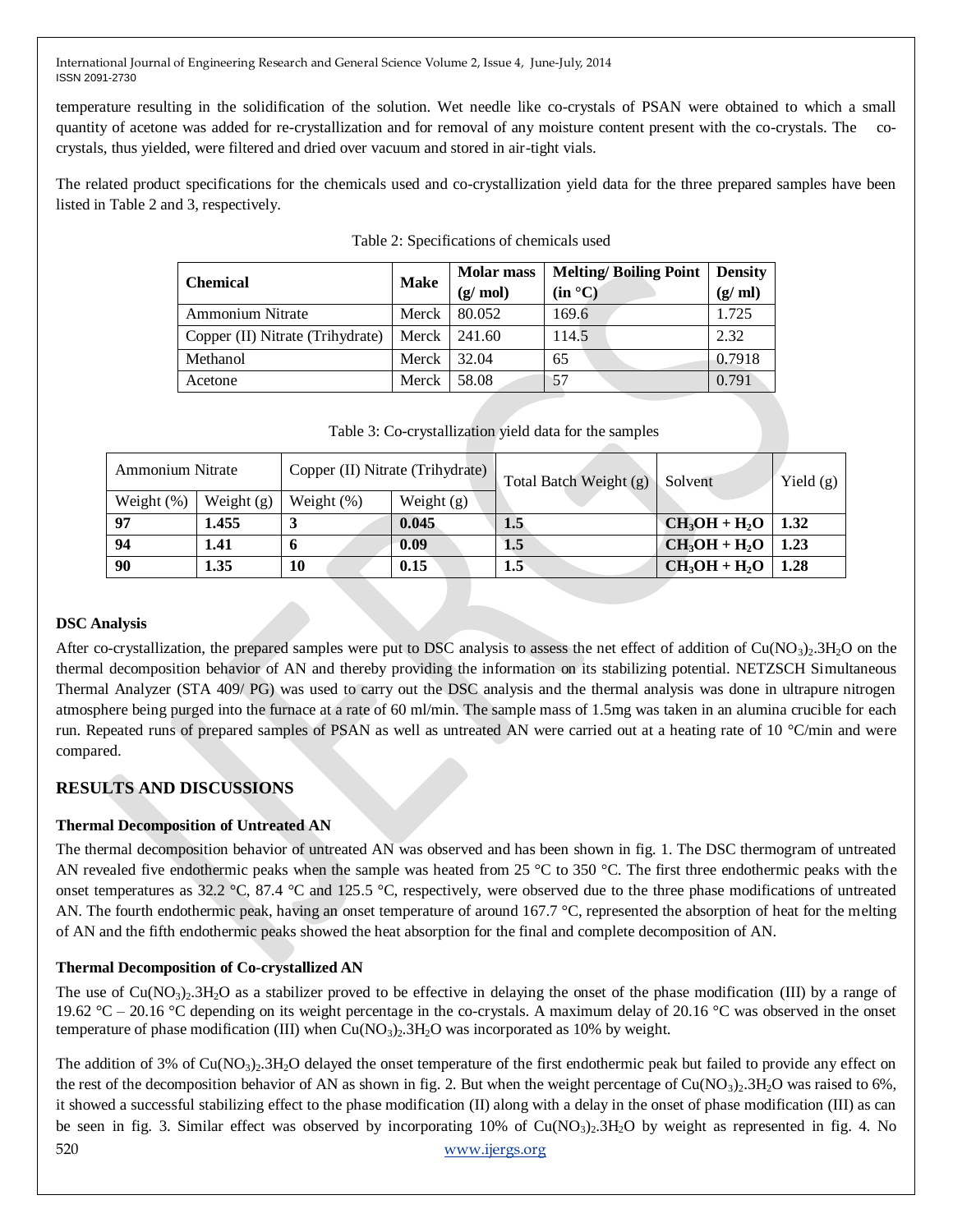temperature resulting in the solidification of the solution. Wet needle like co-crystals of PSAN were obtained to which a small quantity of acetone was added for re-crystallization and for removal of any moisture content present with the co-crystals. The co-crystals, thus yielded, were filtered and dried over vacuum and stored in air-tight vials.

The related product specifications for the chemicals used and co-crystallization yield data for the three prepared samples have been listed in Table 2 and 3, respectively.

Table 2: Specifications of chemicals used

| Chemical | Make | Molar mass (g/ mol) | Melting/ Boiling Point (in °C) | Density (g/ ml) |
|---|---|---|---|---|
| Ammonium Nitrate | Merck | 80.052 | 169.6 | 1.725 |
| Copper (II) Nitrate (Trihydrate) | Merck | 241.60 | 114.5 | 2.32 |
| Methanol | Merck | 32.04 | 65 | 0.7918 |
| Acetone | Merck | 58.08 | 57 | 0.791 |

Table 3: Co-crystallization yield data for the samples

| Ammonium Nitrate | | Copper (II) Nitrate (Trihydrate) | | Total Batch Weight (g) | Solvent | Yield (g) |
|---|---|---|---|---|---|---|
| Weight (%) | Weight (g) | Weight (%) | Weight (g) | | | |
| **97** | **1.455** | **3** | **0.045** | **1.5** | **$CH_3OH + H_2O$** | **1.32** |
| **94** | **1.41** | **6** | **0.09** | **1.5** | **$CH_3OH + H_2O$** | **1.23** |
| **90** | **1.35** | **10** | **0.15** | **1.5** | **$CH_3OH + H_2O$** | **1.28** |

### DSC Analysis

After co-crystallization, the prepared samples were put to DSC analysis to assess the net effect of addition of $Cu(NO_3)_2.3H_2O$ on the thermal decomposition behavior of AN and thereby providing the information on its stabilizing potential. NETZSCH Simultaneous Thermal Analyzer (STA 409/ PG) was used to carry out the DSC analysis and the thermal analysis was done in ultrapure nitrogen atmosphere being purged into the furnace at a rate of 60 ml/min. The sample mass of 1.5mg was taken in an alumina crucible for each run. Repeated runs of prepared samples of PSAN as well as untreated AN were carried out at a heating rate of 10 °C/min and were compared.

## RESULTS AND DISCUSSIONS

### Thermal Decomposition of Untreated AN

The thermal decomposition behavior of untreated AN was observed and has been shown in fig. 1. The DSC thermogram of untreated AN revealed five endothermic peaks when the sample was heated from 25 °C to 350 °C. The first three endothermic peaks with the onset temperatures as 32.2 °C, 87.4 °C and 125.5 °C, respectively, were observed due to the three phase modifications of untreated AN. The fourth endothermic peak, having an onset temperature of around 167.7 °C, represented the absorption of heat for the melting of AN and the fifth endothermic peaks showed the heat absorption for the final and complete decomposition of AN.

### Thermal Decomposition of Co-crystallized AN

The use of $Cu(NO_3)_2.3H_2O$ as a stabilizer proved to be effective in delaying the onset of the phase modification (III) by a range of 19.62 °C – 20.16 °C depending on its weight percentage in the co-crystals. A maximum delay of 20.16 °C was observed in the onset temperature of phase modification (III) when $Cu(NO_3)_2.3H_2O$ was incorporated as 10% by weight.

The addition of 3% of $Cu(NO_3)_2.3H_2O$ delayed the onset temperature of the first endothermic peak but failed to provide any effect on the rest of the decomposition behavior of AN as shown in fig. 2. But when the weight percentage of $Cu(NO_3)_2.3H_2O$ was raised to 6%, it showed a successful stabilizing effect to the phase modification (II) along with a delay in the onset of phase modification (III) as can be seen in fig. 3. Similar effect was observed by incorporating 10% of $Cu(NO_3)_2.3H_2O$ by weight as represented in fig. 4. No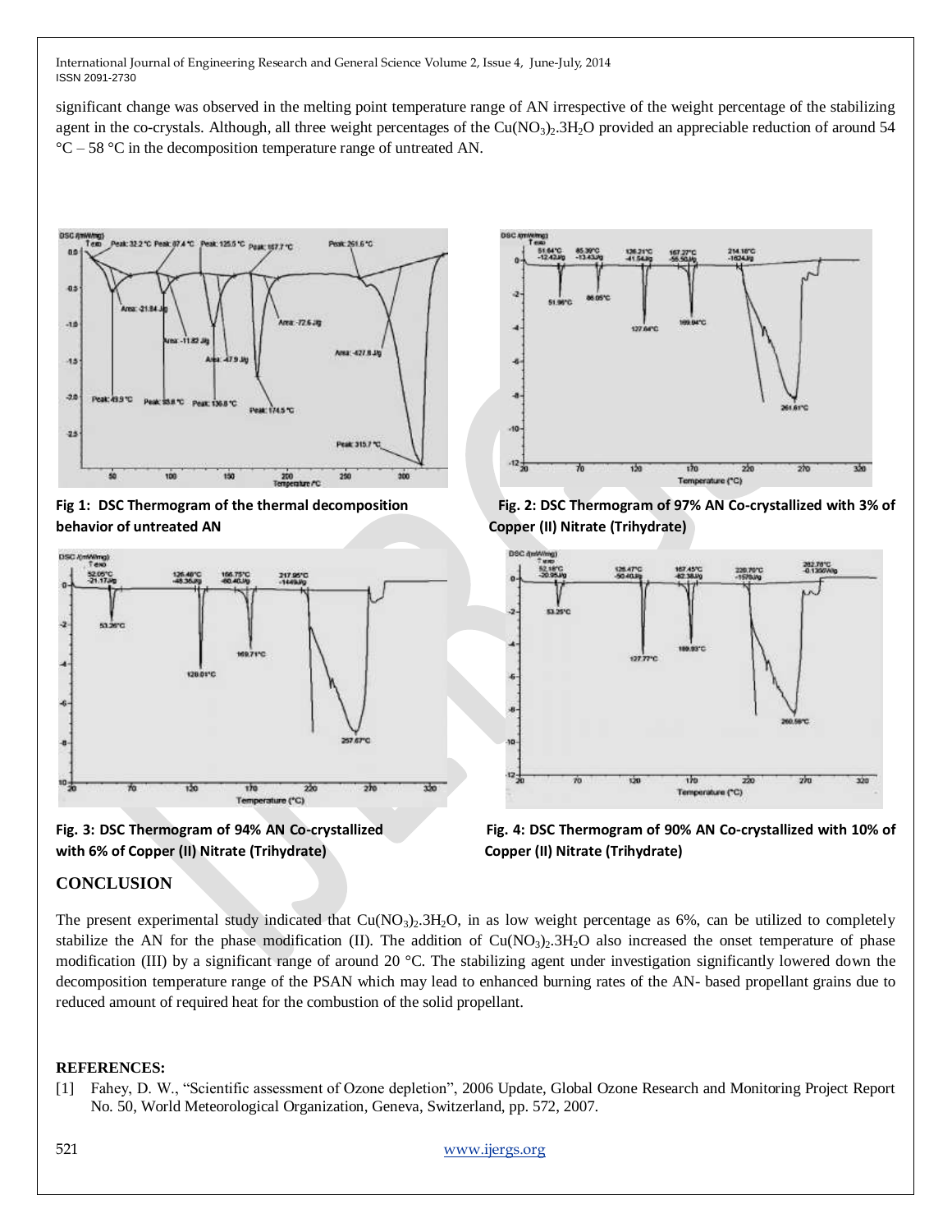significant change was observed in the melting point temperature range of AN irrespective of the weight percentage of the stabilizing agent in the co-crystals. Although, all three weight percentages of the $Cu(NO_3)_2.3H_2O$ provided an appreciable reduction of around 54 °C – 58 °C in the decomposition temperature range of untreated AN.

**Fig 1: DSC Thermogram of the thermal decomposition behavior of untreated AN**

**Fig. 2: DSC Thermogram of 97% AN Co-crystallized with 3% of Copper (II) Nitrate (Trihydrate)**

**Fig. 3: DSC Thermogram of 94% AN Co-crystallized with 6% of Copper (II) Nitrate (Trihydrate)**

**Fig. 4: DSC Thermogram of 90% AN Co-crystallized with 10% of Copper (II) Nitrate (Trihydrate)**

## CONCLUSION

The present experimental study indicated that $Cu(NO_3)_2.3H_2O$, in as low weight percentage as 6%, can be utilized to completely stabilize the AN for the phase modification (II). The addition of $Cu(NO_3)_2.3H_2O$ also increased the onset temperature of phase modification (III) by a significant range of around 20 °C. The stabilizing agent under investigation significantly lowered down the decomposition temperature range of the PSAN which may lead to enhanced burning rates of the AN- based propellant grains due to reduced amount of required heat for the combustion of the solid propellant.

## REFERENCES:

[1] Fahey, D. W., "Scientific assessment of Ozone depletion", 2006 Update, Global Ozone Research and Monitoring Project Report No. 50, World Meteorological Organization, Geneva, Switzerland, pp. 572, 2007.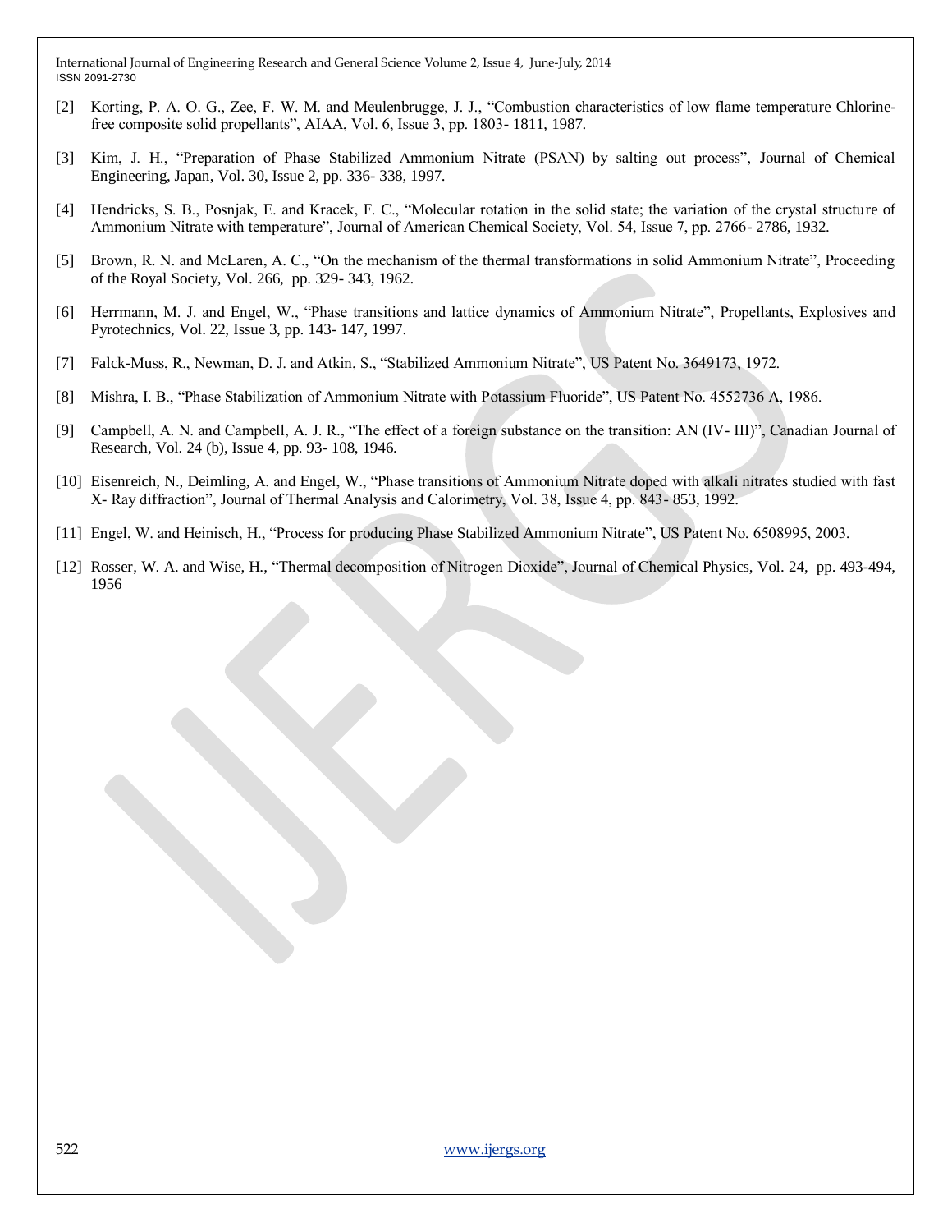[2] Korting, P. A. O. G., Zee, F. W. M. and Meulenbrugge, J. J., "Combustion characteristics of low flame temperature Chlorine-free composite solid propellants", AIAA, Vol. 6, Issue 3, pp. 1803- 1811, 1987.

[3] Kim, J. H., "Preparation of Phase Stabilized Ammonium Nitrate (PSAN) by salting out process", Journal of Chemical Engineering, Japan, Vol. 30, Issue 2, pp. 336- 338, 1997.

[4] Hendricks, S. B., Posnjak, E. and Kracek, F. C., "Molecular rotation in the solid state; the variation of the crystal structure of Ammonium Nitrate with temperature", Journal of American Chemical Society, Vol. 54, Issue 7, pp. 2766- 2786, 1932.

[5] Brown, R. N. and McLaren, A. C., "On the mechanism of the thermal transformations in solid Ammonium Nitrate", Proceeding of the Royal Society, Vol. 266, pp. 329- 343, 1962.

[6] Herrmann, M. J. and Engel, W., "Phase transitions and lattice dynamics of Ammonium Nitrate", Propellants, Explosives and Pyrotechnics, Vol. 22, Issue 3, pp. 143- 147, 1997.

[7] Falck-Muss, R., Newman, D. J. and Atkin, S., "Stabilized Ammonium Nitrate", US Patent No. 3649173, 1972.

[8] Mishra, I. B., "Phase Stabilization of Ammonium Nitrate with Potassium Fluoride", US Patent No. 4552736 A, 1986.

[9] Campbell, A. N. and Campbell, A. J. R., "The effect of a foreign substance on the transition: AN (IV- III)", Canadian Journal of Research, Vol. 24 (b), Issue 4, pp. 93- 108, 1946.

[10] Eisenreich, N., Deimling, A. and Engel, W., "Phase transitions of Ammonium Nitrate doped with alkali nitrates studied with fast X- Ray diffraction", Journal of Thermal Analysis and Calorimetry, Vol. 38, Issue 4, pp. 843- 853, 1992.

[11] Engel, W. and Heinisch, H., "Process for producing Phase Stabilized Ammonium Nitrate", US Patent No. 6508995, 2003.

[12] Rosser, W. A. and Wise, H., "Thermal decomposition of Nitrogen Dioxide", Journal of Chemical Physics, Vol. 24, pp. 493-494, 1956